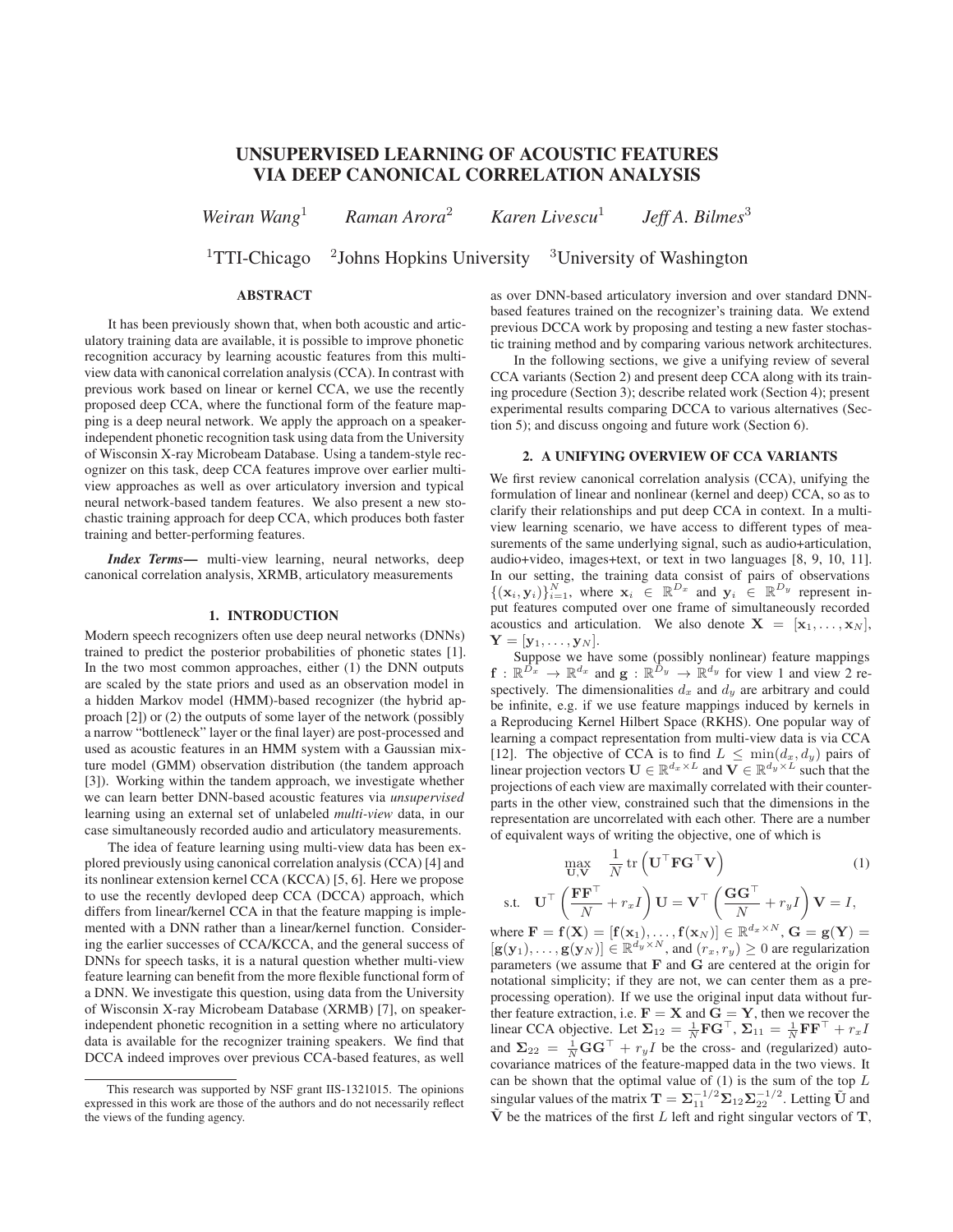# UNSUPERVISED LEARNING OF ACOUSTIC FEATURES VIA DEEP CANONICAL CORRELATION ANALYSIS

*Weiran Wang*[1] *Raman Arora*[2] *Karen Livescu*[1] *Jeff A. Bilmes*[3]

[1]TTI-Chicago [2]Johns Hopkins University [3]University of Washington

## ABSTRACT

It has been previously shown that, when both acoustic and articulatory training data are available, it is possible to improve phonetic recognition accuracy by learning acoustic features from this multi-view data with canonical correlation analysis (CCA). In contrast with previous work based on linear or kernel CCA, we use the recently proposed deep CCA, where the functional form of the feature mapping is a deep neural network. We apply the approach on a speaker-independent phonetic recognition task using data from the University of Wisconsin X-ray Microbeam Database. Using a tandem-style recognizer on this task, deep CCA features improve over earlier multi-view approaches as well as over articulatory inversion and typical neural network-based tandem features. We also present a new stochastic training approach for deep CCA, which produces both faster training and better-performing features.

***Index Terms*—** multi-view learning, neural networks, deep canonical correlation analysis, XRMB, articulatory measurements

## 1. INTRODUCTION

Modern speech recognizers often use deep neural networks (DNNs) trained to predict the posterior probabilities of phonetic states [1]. In the two most common approaches, either (1) the DNN outputs are scaled by the state priors and used as an observation model in a hidden Markov model (HMM)-based recognizer (the hybrid approach [2]) or (2) the outputs of some layer of the network (possibly a narrow "bottleneck" layer or the final layer) are post-processed and used as acoustic features in an HMM system with a Gaussian mixture model (GMM) observation distribution (the tandem approach [3]). Working within the tandem approach, we investigate whether we can learn better DNN-based acoustic features via *unsupervised* learning using an external set of unlabeled *multi-view* data, in our case simultaneously recorded audio and articulatory measurements.

The idea of feature learning using multi-view data has been explored previously using canonical correlation analysis (CCA) [4] and its nonlinear extension kernel CCA (KCCA) [5, 6]. Here we propose to use the recently devloped deep CCA (DCCA) approach, which differs from linear/kernel CCA in that the feature mapping is implemented with a DNN rather than a linear/kernel function. Considering the earlier successes of CCA/KCCA, and the general success of DNNs for speech tasks, it is a natural question whether multi-view feature learning can benefit from the more flexible functional form of a DNN. We investigate this question, using data from the University of Wisconsin X-ray Microbeam Database (XRMB) [7], on speaker-independent phonetic recognition in a setting where no articulatory data is available for the recognizer training speakers. We find that DCCA indeed improves over previous CCA-based features, as well as over DNN-based articulatory inversion and over standard DNN-based features trained on the recognizer's training data. We extend previous DCCA work by proposing and testing a new faster stochastic training method and by comparing various network architectures.

In the following sections, we give a unifying review of several CCA variants (Section 2) and present deep CCA along with its training procedure (Section 3); describe related work (Section 4); present experimental results comparing DCCA to various alternatives (Section 5); and discuss ongoing and future work (Section 6).

This research was supported by NSF grant IIS-1321015. The opinions expressed in this work are those of the authors and do not necessarily reflect the views of the funding agency.

## 2. A UNIFYING OVERVIEW OF CCA VARIANTS

We first review canonical correlation analysis (CCA), unifying the formulation of linear and nonlinear (kernel and deep) CCA, so as to clarify their relationships and put deep CCA in context. In a multi-view learning scenario, we have access to different types of measurements of the same underlying signal, such as audio+articulation, audio+video, images+text, or text in two languages [8, 9, 10, 11]. In our setting, the training data consist of pairs of observations $\{(\mathbf{x}_i, \mathbf{y}_i)\}_{i=1}^N$, where $\mathbf{x}_i \in \mathbb{R}^{D_x}$ and $\mathbf{y}_i \in \mathbb{R}^{D_y}$ represent input features computed over one frame of simultaneously recorded acoustics and articulation. We also denote $\mathbf{X} = [\mathbf{x}_1, \dots, \mathbf{x}_N]$, $\mathbf{Y} = [\mathbf{y}_1, \dots, \mathbf{y}_N]$.

Suppose we have some (possibly nonlinear) feature mappings $\mathbf{f} : \mathbb{R}^{D_x} \to \mathbb{R}^{d_x}$ and $\mathbf{g} : \mathbb{R}^{D_y} \to \mathbb{R}^{d_y}$ for view 1 and view 2 respectively. The dimensionalities $d_x$ and $d_y$ are arbitrary and could be infinite, e.g. if we use feature mappings induced by kernels in a Reproducing Kernel Hilbert Space (RKHS). One popular way of learning a compact representation from multi-view data is via CCA [12]. The objective of CCA is to find $L \le \min(d_x, d_y)$ pairs of linear projection vectors $\mathbf{U} \in \mathbb{R}^{d_x \times L}$ and $\mathbf{V} \in \mathbb{R}^{d_y \times L}$ such that the projections of each view are maximally correlated with their counterparts in the other view, constrained such that the dimensions in the representation are uncorrelated with each other. There are a number of equivalent ways of writing the objective, one of which is

$$\max_{\mathbf{U},\mathbf{V}} \quad \frac{1}{N} \operatorname{tr}\left(\mathbf{U}^\top \mathbf{F} \mathbf{G}^\top \mathbf{V}\right) \tag{1}$$

$$\text{s.t.} \quad \mathbf{U}^\top \left(\frac{\mathbf{F}\mathbf{F}^\top}{N} + r_x I\right) \mathbf{U} = \mathbf{V}^\top \left(\frac{\mathbf{G}\mathbf{G}^\top}{N} + r_y I\right) \mathbf{V} = I,$$

where $\mathbf{F} = \mathbf{f}(\mathbf{X}) = [\mathbf{f}(\mathbf{x}_1), \dots, \mathbf{f}(\mathbf{x}_N)] \in \mathbb{R}^{d_x \times N}$, $\mathbf{G} = \mathbf{g}(\mathbf{Y}) = [\mathbf{g}(\mathbf{y}_1), \dots, \mathbf{g}(\mathbf{y}_N)] \in \mathbb{R}^{d_y \times N}$, and $(r_x, r_y) \ge 0$ are regularization parameters (we assume that $\mathbf{F}$ and $\mathbf{G}$ are centered at the origin for notational simplicity; if they are not, we can center them as a preprocessing operation). If we use the original input data without further feature extraction, i.e. $\mathbf{F} = \mathbf{X}$ and $\mathbf{G} = \mathbf{Y}$, then we recover the linear CCA objective. Let $\mathbf{\Sigma}_{12} = \frac{1}{N}\mathbf{F}\mathbf{G}^\top$, $\mathbf{\Sigma}_{11} = \frac{1}{N}\mathbf{F}\mathbf{F}^\top + r_x I$ and $\mathbf{\Sigma}_{22} = \frac{1}{N}\mathbf{G}\mathbf{G}^\top + r_y I$ be the cross- and (regularized) auto-covariance matrices of the feature-mapped data in the two views. It can be shown that the optimal value of (1) is the sum of the top $L$ singular values of the matrix $\mathbf{T} = \mathbf{\Sigma}_{11}^{-1/2} \mathbf{\Sigma}_{12} \mathbf{\Sigma}_{22}^{-1/2}$. Letting $\tilde{\mathbf{U}}$ and $\tilde{\mathbf{V}}$ be the matrices of the first $L$ left and right singular vectors of $\mathbf{T}$,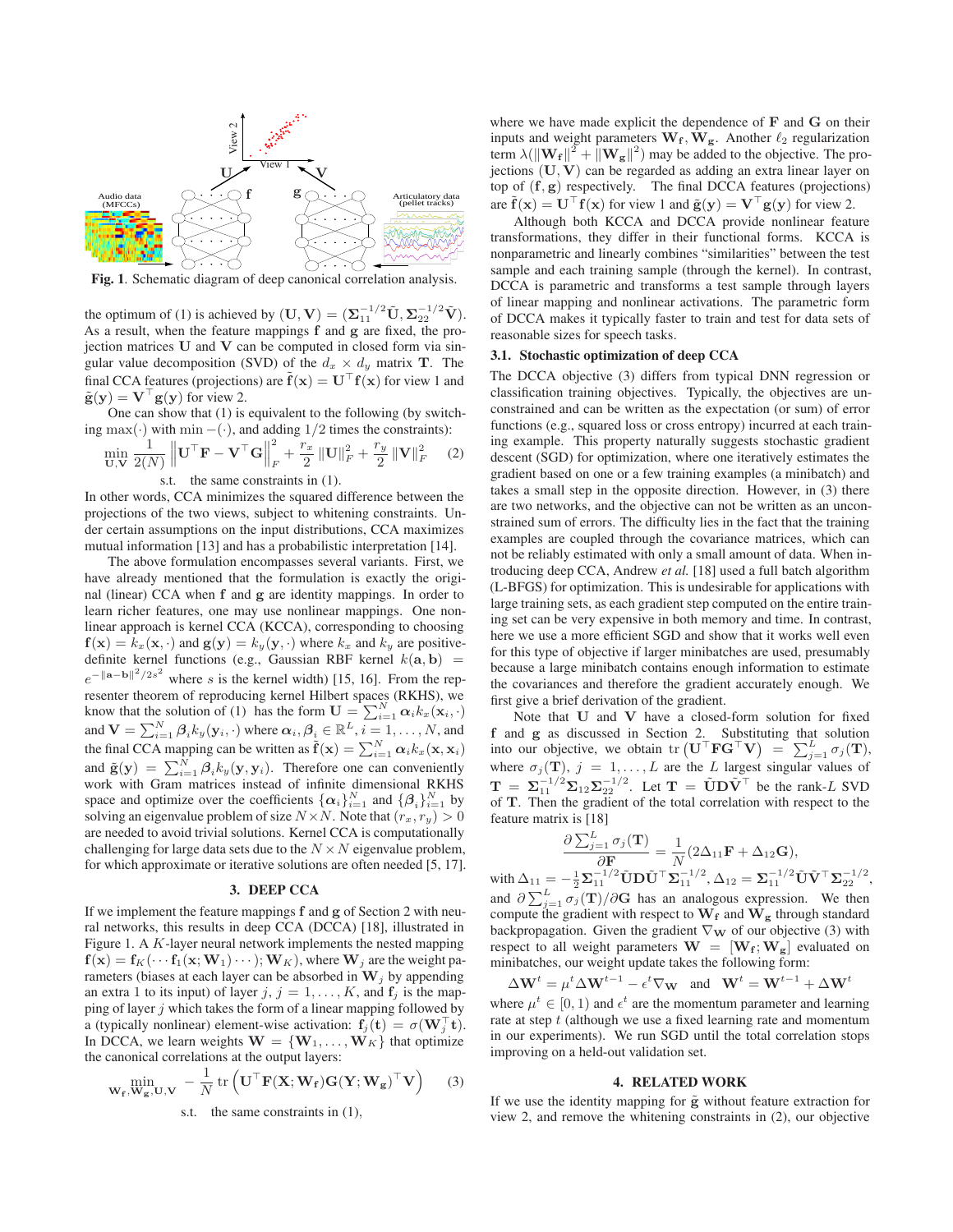**Fig. 1**. Schematic diagram of deep canonical correlation analysis.

the optimum of (1) is achieved by $(\mathbf{U}, \mathbf{V}) = (\mathbf{\Sigma}_{11}^{-1/2}\tilde{\mathbf{U}}, \mathbf{\Sigma}_{22}^{-1/2}\tilde{\mathbf{V}})$. As a result, when the feature mappings $\mathbf{f}$ and $\mathbf{g}$ are fixed, the projection matrices $\mathbf{U}$ and $\mathbf{V}$ can be computed in closed form via singular value decomposition (SVD) of the $d_x \times d_y$ matrix $\mathbf{T}$. The final CCA features (projections) are $\tilde{\mathbf{f}}(\mathbf{x}) = \mathbf{U}^\top \mathbf{f}(\mathbf{x})$ for view 1 and $\tilde{\mathbf{g}}(\mathbf{y}) = \mathbf{V}^\top \mathbf{g}(\mathbf{y})$ for view 2.

One can show that (1) is equivalent to the following (by switching $\max(\cdot)$ with $\min -(\cdot)$, and adding $1/2$ times the constraints):

$$\min_{\mathbf{U},\mathbf{V}} \frac{1}{2(N)} \left\| \mathbf{U}^\top \mathbf{F} - \mathbf{V}^\top \mathbf{G} \right\|_F^2 + \frac{r_x}{2} \|\mathbf{U}\|_F^2 + \frac{r_y}{2} \|\mathbf{V}\|_F^2 \quad (2)$$

s.t. the same constraints in (1).

In other words, CCA minimizes the squared difference between the projections of the two views, subject to whitening constraints. Under certain assumptions on the input distributions, CCA maximizes mutual information [13] and has a probabilistic interpretation [14].

The above formulation encompasses several variants. First, we have already mentioned that the formulation is exactly the original (linear) CCA when $\mathbf{f}$ and $\mathbf{g}$ are identity mappings. In order to learn richer features, one may use nonlinear mappings. One nonlinear approach is kernel CCA (KCCA), corresponding to choosing $\mathbf{f}(\mathbf{x}) = k_x(\mathbf{x}, \cdot)$ and $\mathbf{g}(\mathbf{y}) = k_y(\mathbf{y}, \cdot)$ where $k_x$ and $k_y$ are positive-definite kernel functions (e.g., Gaussian RBF kernel $k(\mathbf{a}, \mathbf{b}) = e^{-\|\mathbf{a}-\mathbf{b}\|^2/2s^2}$ where $s$ is the kernel width) [15, 16]. From the representer theorem of reproducing kernel Hilbert spaces (RKHS), we know that the solution of (1) has the form $\mathbf{U} = \sum_{i=1}^N \boldsymbol{\alpha}_i k_x(\mathbf{x}_i, \cdot)$ and $\mathbf{V} = \sum_{i=1}^N \boldsymbol{\beta}_i k_y(\mathbf{y}_i, \cdot)$ where $\boldsymbol{\alpha}_i, \boldsymbol{\beta}_i \in \mathbb{R}^L, i = 1, \dots, N$, and the final CCA mapping can be written as $\tilde{\mathbf{f}}(\mathbf{x}) = \sum_{i=1}^N \boldsymbol{\alpha}_i k_x(\mathbf{x}, \mathbf{x}_i)$ and $\tilde{\mathbf{g}}(\mathbf{y}) = \sum_{i=1}^N \boldsymbol{\beta}_i k_y(\mathbf{y}, \mathbf{y}_i)$. Therefore one can conveniently work with Gram matrices instead of infinite dimensional RKHS space and optimize over the coefficients $\{\boldsymbol{\alpha}_i\}_{i=1}^N$ and $\{\boldsymbol{\beta}_i\}_{i=1}^N$ by solving an eigenvalue problem of size $N \times N$. Note that $(r_x, r_y) > 0$ are needed to avoid trivial solutions. Kernel CCA is computationally challenging for large data sets due to the $N \times N$ eigenvalue problem, for which approximate or iterative solutions are often needed [5, 17].

## 3. DEEP CCA

If we implement the feature mappings $\mathbf{f}$ and $\mathbf{g}$ of Section 2 with neural networks, this results in deep CCA (DCCA) [18], illustrated in Figure 1. A $K$-layer neural network implements the nested mapping $\mathbf{f}(\mathbf{x}) = \mathbf{f}_K(\cdots \mathbf{f}_1(\mathbf{x}; \mathbf{W}_1) \cdots); \mathbf{W}_K)$, where $\mathbf{W}_j$ are the weight parameters (biases at each layer can be absorbed in $\mathbf{W}_j$ by appending an extra 1 to its input) of layer $j$, $j = 1, \dots, K$, and $\mathbf{f}_j$ is the mapping of layer $j$ which takes the form of a linear mapping followed by a (typically nonlinear) element-wise activation: $\mathbf{f}_j(\mathbf{t}) = \sigma(\mathbf{W}_j^\top \mathbf{t})$. In DCCA, we learn weights $\mathbf{W} = \{\mathbf{W}_1, \dots, \mathbf{W}_K\}$ that optimize the canonical correlations at the output layers:

$$\min_{\mathbf{W_f}, \mathbf{W_g}, \mathbf{U}, \mathbf{V}} -\frac{1}{N} \operatorname{tr}\left( \mathbf{U}^\top \mathbf{F}(\mathbf{X}; \mathbf{W_f}) \mathbf{G}(\mathbf{Y}; \mathbf{W_g})^\top \mathbf{V} \right) \quad (3)$$

s.t. the same constraints in (1),

where we have made explicit the dependence of $\mathbf{F}$ and $\mathbf{G}$ on their inputs and weight parameters $\mathbf{W_f}, \mathbf{W_g}$. Another $\ell_2$ regularization term $\lambda(\|\mathbf{W_f}\|^2 + \|\mathbf{W_g}\|^2)$ may be added to the objective. The projections $(\mathbf{U}, \mathbf{V})$ can be regarded as adding an extra linear layer on top of $(\mathbf{f}, \mathbf{g})$ respectively. The final DCCA features (projections) are $\tilde{\mathbf{f}}(\mathbf{x}) = \mathbf{U}^\top \mathbf{f}(\mathbf{x})$ for view 1 and $\tilde{\mathbf{g}}(\mathbf{y}) = \mathbf{V}^\top \mathbf{g}(\mathbf{y})$ for view 2.

Although both KCCA and DCCA provide nonlinear feature transformations, they differ in their functional forms. KCCA is nonparametric and linearly combines "similarities" between the test sample and each training sample (through the kernel). In contrast, DCCA is parametric and transforms a test sample through layers of linear mapping and nonlinear activations. The parametric form of DCCA makes it typically faster to train and test for data sets of reasonable sizes for speech tasks.

### 3.1. Stochastic optimization of deep CCA

The DCCA objective (3) differs from typical DNN regression or classification training objectives. Typically, the objectives are unconstrained and can be written as the expectation (or sum) of error functions (e.g., squared loss or cross entropy) incurred at each training example. This property naturally suggests stochastic gradient descent (SGD) for optimization, where one iteratively estimates the gradient based on one or a few training examples (a minibatch) and takes a small step in the opposite direction. However, in (3) there are two networks, and the objective can not be written as an unconstrained sum of errors. The difficulty lies in the fact that the training examples are coupled through the covariance matrices, which can not be reliably estimated with only a small amount of data. When introducing deep CCA, Andrew *et al.* [18] used a full batch algorithm (L-BFGS) for optimization. This is undesirable for applications with large training sets, as each gradient step computed on the entire training set can be very expensive in both memory and time. In contrast, here we use a more efficient SGD and show that it works well even for this type of objective if larger minibatches are used, presumably because a large minibatch contains enough information to estimate the covariances and therefore the gradient accurately enough. We first give a brief derivation of the gradient.

Note that $\mathbf{U}$ and $\mathbf{V}$ have a closed-form solution for fixed $\mathbf{f}$ and $\mathbf{g}$ as discussed in Section 2. Substituting that solution into our objective, we obtain $\operatorname{tr}\left(\mathbf{U}^\top \mathbf{F} \mathbf{G}^\top \mathbf{V}\right) = \sum_{j=1}^L \sigma_j(\mathbf{T})$, where $\sigma_j(\mathbf{T})$, $j = 1, \dots, L$ are the $L$ largest singular values of $\mathbf{T} = \mathbf{\Sigma}_{11}^{-1/2} \mathbf{\Sigma}_{12} \mathbf{\Sigma}_{22}^{-1/2}$. Let $\mathbf{T} = \tilde{\mathbf{U}} \mathbf{D} \tilde{\mathbf{V}}^\top$ be the rank-$L$ SVD of $\mathbf{T}$. Then the gradient of the total correlation with respect to the feature matrix is [18]

$$\frac{\partial \sum_{j=1}^L \sigma_j(\mathbf{T})}{\partial \mathbf{F}} = \frac{1}{N}(2\Delta_{11}\mathbf{F} + \Delta_{12}\mathbf{G}),$$

with $\Delta_{11} = -\frac{1}{2}\mathbf{\Sigma}_{11}^{-1/2}\tilde{\mathbf{U}}\mathbf{D}\tilde{\mathbf{U}}^\top\mathbf{\Sigma}_{11}^{-1/2}$, $\Delta_{12} = \mathbf{\Sigma}_{11}^{-1/2}\tilde{\mathbf{U}}\tilde{\mathbf{V}}^\top\mathbf{\Sigma}_{22}^{-1/2}$, and $\partial \sum_{j=1}^L \sigma_j(\mathbf{T})/\partial \mathbf{G}$ has an analogous expression. We then compute the gradient with respect to $\mathbf{W_f}$ and $\mathbf{W_g}$ through standard backpropagation. Given the gradient $\nabla_\mathbf{W}$ of our objective (3) with respect to all weight parameters $\mathbf{W} = [\mathbf{W_f}; \mathbf{W_g}]$ evaluated on minibatches, our weight update takes the following form:

$$\Delta \mathbf{W}^t = \mu^t \Delta \mathbf{W}^{t-1} - \epsilon^t \nabla_\mathbf{W} \quad \text{and} \quad \mathbf{W}^t = \mathbf{W}^{t-1} + \Delta \mathbf{W}^t$$

where $\mu^t \in [0, 1)$ and $\epsilon^t$ are the momentum parameter and learning rate at step $t$ (although we use a fixed learning rate and momentum in our experiments). We run SGD until the total correlation stops improving on a held-out validation set.

## 4. RELATED WORK

If we use the identity mapping for $\tilde{\mathbf{g}}$ without feature extraction for view 2, and remove the whitening constraints in (2), our objective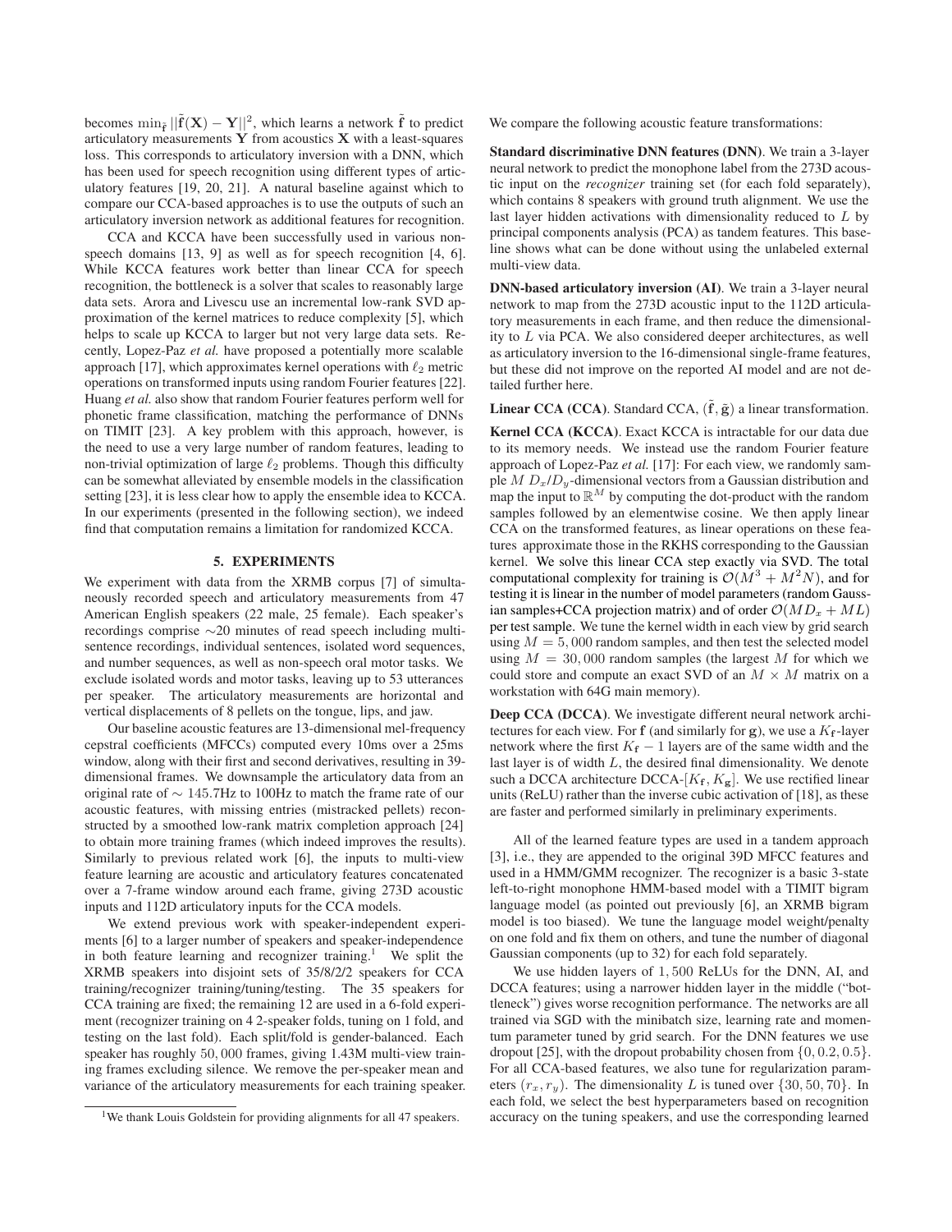becomes $\min_{\tilde{\mathbf{f}}} \|\tilde{\mathbf{f}}(\mathbf{X}) - \mathbf{Y}\|^2$, which learns a network $\tilde{\mathbf{f}}$ to predict articulatory measurements $\mathbf{Y}$ from acoustics $\mathbf{X}$ with a least-squares loss. This corresponds to articulatory inversion with a DNN, which has been used for speech recognition using different types of articulatory features [19, 20, 21]. A natural baseline against which to compare our CCA-based approaches is to use the outputs of such an articulatory inversion network as additional features for recognition.

CCA and KCCA have been successfully used in various non-speech domains [13, 9] as well as for speech recognition [4, 6]. While KCCA features work better than linear CCA for speech recognition, the bottleneck is a solver that scales to reasonably large data sets. Arora and Livescu use an incremental low-rank SVD approximation of the kernel matrices to reduce complexity [5], which helps to scale up KCCA to larger but not very large data sets. Recently, Lopez-Paz *et al.* have proposed a potentially more scalable approach [17], which approximates kernel operations with $\ell_2$ metric operations on transformed inputs using random Fourier features [22]. Huang *et al.* also show that random Fourier features perform well for phonetic frame classification, matching the performance of DNNs on TIMIT [23]. A key problem with this approach, however, is the need to use a very large number of random features, leading to non-trivial optimization of large $\ell_2$ problems. Though this difficulty can be somewhat alleviated by ensemble models in the classification setting [23], it is less clear how to apply the ensemble idea to KCCA. In our experiments (presented in the following section), we indeed find that computation remains a limitation for randomized KCCA.

## 5. EXPERIMENTS

We experiment with data from the XRMB corpus [7] of simultaneously recorded speech and articulatory measurements from 47 American English speakers (22 male, 25 female). Each speaker's recordings comprise ∼20 minutes of read speech including multi-sentence recordings, individual sentences, isolated word sequences, and number sequences, as well as non-speech oral motor tasks. We exclude isolated words and motor tasks, leaving up to 53 utterances per speaker. The articulatory measurements are horizontal and vertical displacements of 8 pellets on the tongue, lips, and jaw.

Our baseline acoustic features are 13-dimensional mel-frequency cepstral coefficients (MFCCs) computed every 10ms over a 25ms window, along with their first and second derivatives, resulting in 39-dimensional frames. We downsample the articulatory data from an original rate of $\sim 145.7$Hz to 100Hz to match the frame rate of our acoustic features, with missing entries (mistracked pellets) reconstructed by a smoothed low-rank matrix completion approach [24] to obtain more training frames (which indeed improves the results). Similarly to previous related work [6], the inputs to multi-view feature learning are acoustic and articulatory features concatenated over a 7-frame window around each frame, giving 273D acoustic inputs and 112D articulatory inputs for the CCA models.

We extend previous work with speaker-independent experiments [6] to a larger number of speakers and speaker-independence in both feature learning and recognizer training.[1] We split the XRMB speakers into disjoint sets of 35/8/2/2 speakers for CCA training/recognizer training/tuning/testing. The 35 speakers for CCA training are fixed; the remaining 12 are used in a 6-fold experiment (recognizer training on 4 2-speaker folds, tuning on 1 fold, and testing on the last fold). Each split/fold is gender-balanced. Each speaker has roughly $50,000$ frames, giving 1.43M multi-view training frames excluding silence. We remove the per-speaker mean and variance of the articulatory measurements for each training speaker.

[1] We thank Louis Goldstein for providing alignments for all 47 speakers.

We compare the following acoustic feature transformations:

**Standard discriminative DNN features (DNN)**. We train a 3-layer neural network to predict the monophone label from the 273D acoustic input on the *recognizer* training set (for each fold separately), which contains 8 speakers with ground truth alignment. We use the last layer hidden activations with dimensionality reduced to $L$ by principal components analysis (PCA) as tandem features. This baseline shows what can be done without using the unlabeled external multi-view data.

**DNN-based articulatory inversion (AI)**. We train a 3-layer neural network to map from the 273D acoustic input to the 112D articulatory measurements in each frame, and then reduce the dimensionality to $L$ via PCA. We also considered deeper architectures, as well as articulatory inversion to the 16-dimensional single-frame features, but these did not improve on the reported AI model and are not detailed further here.

**Linear CCA (CCA)**. Standard CCA, $(\tilde{\mathbf{f}}, \tilde{\mathbf{g}})$ a linear transformation.

**Kernel CCA (KCCA)**. Exact KCCA is intractable for our data due to its memory needs. We instead use the random Fourier feature approach of Lopez-Paz *et al.* [17]: For each view, we randomly sample $M$ $D_x/D_y$-dimensional vectors from a Gaussian distribution and map the input to $\mathbb{R}^M$ by computing the dot-product with the random samples followed by an elementwise cosine. We then apply linear CCA on the transformed features, as linear operations on these features approximate those in the RKHS corresponding to the Gaussian kernel. We solve this linear CCA step exactly via SVD. The total computational complexity for training is $\mathcal{O}(M^3 + M^2 N)$, and for testing it is linear in the number of model parameters (random Gaussian samples+CCA projection matrix) and of order $\mathcal{O}(MD_x + ML)$ per test sample. We tune the kernel width in each view by grid search using $M = 5,000$ random samples, and then test the selected model using $M = 30,000$ random samples (the largest $M$ for which we could store and compute an exact SVD of an $M \times M$ matrix on a workstation with 64G main memory).

**Deep CCA (DCCA)**. We investigate different neural network architectures for each view. For $\mathbf{f}$ (and similarly for $\mathbf{g}$), we use a $K_{\mathbf{f}}$-layer network where the first $K_{\mathbf{f}} - 1$ layers are of the same width and the last layer is of width $L$, the desired final dimensionality. We denote such a DCCA architecture DCCA-$[K_{\mathbf{f}}, K_{\mathbf{g}}]$. We use rectified linear units (ReLU) rather than the inverse cubic activation of [18], as these are faster and performed similarly in preliminary experiments.

All of the learned feature types are used in a tandem approach [3], i.e., they are appended to the original 39D MFCC features and used in a HMM/GMM recognizer. The recognizer is a basic 3-state left-to-right monophone HMM-based model with a TIMIT bigram language model (as pointed out previously [6], an XRMB bigram model is too biased). We tune the language model weight/penalty on one fold and fix them on others, and tune the number of diagonal Gaussian components (up to 32) for each fold separately.

We use hidden layers of $1,500$ ReLUs for the DNN, AI, and DCCA features; using a narrower hidden layer in the middle ("bottleneck") gives worse recognition performance. The networks are all trained via SGD with the minibatch size, learning rate and momentum parameter tuned by grid search. For the DNN features we use dropout [25], with the dropout probability chosen from $\{0, 0.2, 0.5\}$. For all CCA-based features, we also tune for regularization parameters $(r_x, r_y)$. The dimensionality $L$ is tuned over $\{30, 50, 70\}$. In each fold, we select the best hyperparameters based on recognition accuracy on the tuning speakers, and use the corresponding learned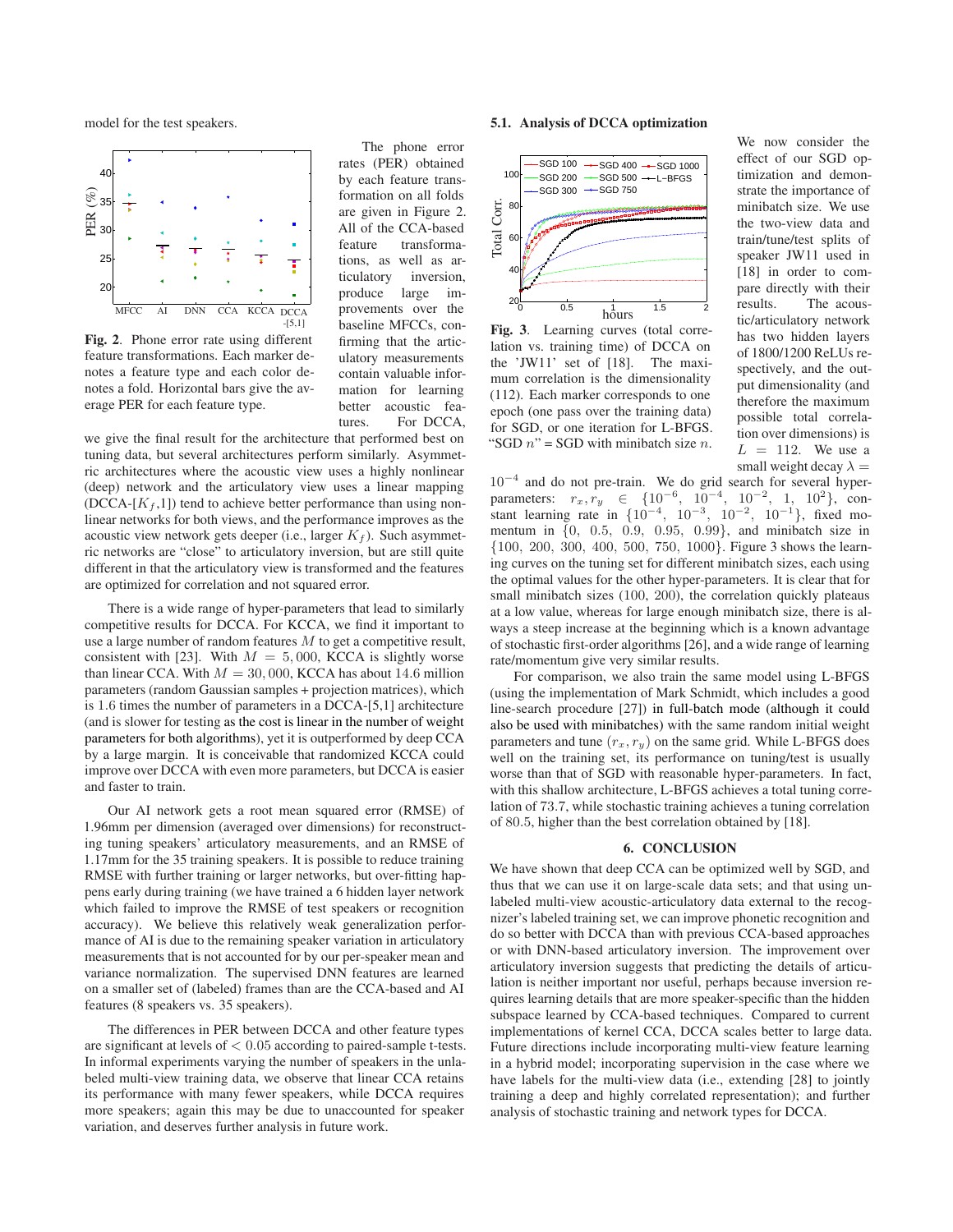model for the test speakers.

**Fig. 2**. Phone error rate using different feature transformations. Each marker denotes a feature type and each color denotes a fold. Horizontal bars give the average PER for each feature type.

The phone error rates (PER) obtained by each feature transformation on all folds are given in Figure 2. All of the CCA-based feature transformations, as well as articulatory inversion, produce large improvements over the baseline MFCCs, confirming that the articulatory measurements contain valuable information for learning better acoustic features. For DCCA, we give the final result for the architecture that performed best on tuning data, but several architectures perform similarly. Asymmetric architectures where the acoustic view uses a highly nonlinear (deep) network and the articulatory view uses a linear mapping (DCCA-[$K_f$,1]) tend to achieve better performance than using nonlinear networks for both views, and the performance improves as the acoustic view network gets deeper (i.e., larger $K_f$). Such asymmetric networks are "close" to articulatory inversion, but are still quite different in that the articulatory view is transformed and the features are optimized for correlation and not squared error.

There is a wide range of hyper-parameters that lead to similarly competitive results for DCCA. For KCCA, we find it important to use a large number of random features $M$ to get a competitive result, consistent with [23]. With $M = 5,000$, KCCA is slightly worse than linear CCA. With $M = 30,000$, KCCA has about $14.6$ million parameters (random Gaussian samples + projection matrices), which is $1.6$ times the number of parameters in a DCCA-[5,1] architecture (and is slower for testing as the cost is linear in the number of weight parameters for both algorithms), yet it is outperformed by deep CCA by a large margin. It is conceivable that randomized KCCA could improve over DCCA with even more parameters, but DCCA is easier and faster to train.

Our AI network gets a root mean squared error (RMSE) of 1.96mm per dimension (averaged over dimensions) for reconstructing tuning speakers' articulatory measurements, and an RMSE of 1.17mm for the 35 training speakers. It is possible to reduce training RMSE with further training or larger networks, but over-fitting happens early during training (we have trained a 6 hidden layer network which failed to improve the RMSE of test speakers or recognition accuracy). We believe this relatively weak generalization performance of AI is due to the remaining speaker variation in articulatory measurements that is not accounted for by our per-speaker mean and variance normalization. The supervised DNN features are learned on a smaller set of (labeled) frames than are the CCA-based and AI features (8 speakers vs. 35 speakers).

The differences in PER between DCCA and other feature types are significant at levels of $< 0.05$ according to paired-sample t-tests. In informal experiments varying the number of speakers in the unlabeled multi-view training data, we observe that linear CCA retains its performance with many fewer speakers, while DCCA requires more speakers; again this may be due to unaccounted for speaker variation, and deserves further analysis in future work.

### 5.1. Analysis of DCCA optimization

**Fig. 3**. Learning curves (total correlation vs. training time) of DCCA on the 'JW11' set of [18]. The maximum correlation is the dimensionality (112). Each marker corresponds to one epoch (one pass over the training data) for SGD, or one iteration for L-BFGS. "SGD $n$" = SGD with minibatch size $n$.

We now consider the effect of our SGD optimization and demonstrate the importance of minibatch size. We use the two-view data and train/tune/test splits of speaker JW11 used in [18] in order to compare directly with their results. The acoustic/articulatory network has two hidden layers of 1800/1200 ReLUs respectively, and the output dimensionality (and therefore the maximum possible total correlation over dimensions) is $L = 112$. We use a small weight decay $\lambda = 10^{-4}$ and do not pre-train. We do grid search for several hyper-parameters: $r_x, r_y \in \{10^{-6}, 10^{-4}, 10^{-2}, 1, 10^2\}$, constant learning rate in $\{10^{-4}, 10^{-3}, 10^{-2}, 10^{-1}\}$, fixed momentum in $\{0, 0.5, 0.9, 0.95, 0.99\}$, and minibatch size in $\{100, 200, 300, 400, 500, 750, 1000\}$. Figure 3 shows the learning curves on the tuning set for different minibatch sizes, each using the optimal values for the other hyper-parameters. It is clear that for small minibatch sizes (100, 200), the correlation quickly plateaus at a low value, whereas for large enough minibatch size, there is always a steep increase at the beginning which is a known advantage of stochastic first-order algorithms [26], and a wide range of learning rate/momentum give very similar results.

For comparison, we also train the same model using L-BFGS (using the implementation of Mark Schmidt, which includes a good line-search procedure [27]) in full-batch mode (although it could also be used with minibatches) with the same random initial weight parameters and tune $(r_x, r_y)$ on the same grid. While L-BFGS does well on the training set, its performance on tuning/test is usually worse than that of SGD with reasonable hyper-parameters. In fact, with this shallow architecture, L-BFGS achieves a total tuning correlation of $73.7$, while stochastic training achieves a tuning correlation of $80.5$, higher than the best correlation obtained by [18].

## 6. CONCLUSION

We have shown that deep CCA can be optimized well by SGD, and thus that we can use it on large-scale data sets; and that using unlabeled multi-view acoustic-articulatory data external to the recognizer's labeled training set, we can improve phonetic recognition and do so better with DCCA than with previous CCA-based approaches or with DNN-based articulatory inversion. The improvement over articulatory inversion suggests that predicting the details of articulation is neither important nor useful, perhaps because inversion requires learning details that are more speaker-specific than the hidden subspace learned by CCA-based techniques. Compared to current implementations of kernel CCA, DCCA scales better to large data. Future directions include incorporating multi-view feature learning in a hybrid model; incorporating supervision in the case where we have labels for the multi-view data (i.e., extending [28] to jointly training a deep and highly correlated representation); and further analysis of stochastic training and network types for DCCA.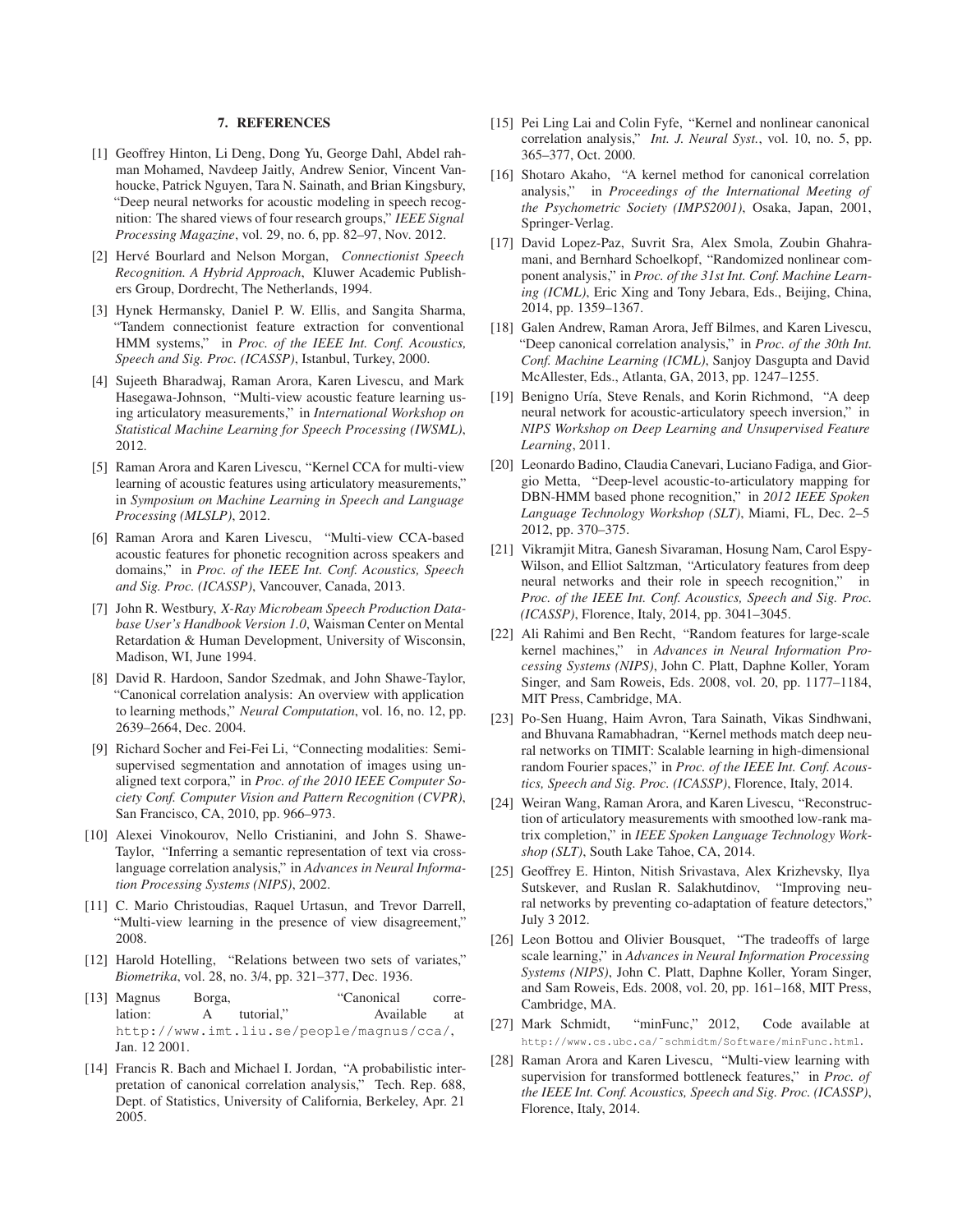## 7. REFERENCES

[1] Geoffrey Hinton, Li Deng, Dong Yu, George Dahl, Abdel rahman Mohamed, Navdeep Jaitly, Andrew Senior, Vincent Vanhoucke, Patrick Nguyen, Tara N. Sainath, and Brian Kingsbury, "Deep neural networks for acoustic modeling in speech recognition: The shared views of four research groups," *IEEE Signal Processing Magazine*, vol. 29, no. 6, pp. 82–97, Nov. 2012.

[2] Hervé Bourlard and Nelson Morgan, *Connectionist Speech Recognition. A Hybrid Approach*, Kluwer Academic Publishers Group, Dordrecht, The Netherlands, 1994.

[3] Hynek Hermansky, Daniel P. W. Ellis, and Sangita Sharma, "Tandem connectionist feature extraction for conventional HMM systems," in *Proc. of the IEEE Int. Conf. Acoustics, Speech and Sig. Proc. (ICASSP)*, Istanbul, Turkey, 2000.

[4] Sujeeth Bharadwaj, Raman Arora, Karen Livescu, and Mark Hasegawa-Johnson, "Multi-view acoustic feature learning using articulatory measurements," in *International Workshop on Statistical Machine Learning for Speech Processing (IWSML)*, 2012.

[5] Raman Arora and Karen Livescu, "Kernel CCA for multi-view learning of acoustic features using articulatory measurements," in *Symposium on Machine Learning in Speech and Language Processing (MLSLP)*, 2012.

[6] Raman Arora and Karen Livescu, "Multi-view CCA-based acoustic features for phonetic recognition across speakers and domains," in *Proc. of the IEEE Int. Conf. Acoustics, Speech and Sig. Proc. (ICASSP)*, Vancouver, Canada, 2013.

[7] John R. Westbury, *X-Ray Microbeam Speech Production Database User's Handbook Version 1.0*, Waisman Center on Mental Retardation & Human Development, University of Wisconsin, Madison, WI, June 1994.

[8] David R. Hardoon, Sandor Szedmak, and John Shawe-Taylor, "Canonical correlation analysis: An overview with application to learning methods," *Neural Computation*, vol. 16, no. 12, pp. 2639–2664, Dec. 2004.

[9] Richard Socher and Fei-Fei Li, "Connecting modalities: Semi-supervised segmentation and annotation of images using unaligned text corpora," in *Proc. of the 2010 IEEE Computer Society Conf. Computer Vision and Pattern Recognition (CVPR)*, San Francisco, CA, 2010, pp. 966–973.

[10] Alexei Vinokourov, Nello Cristianini, and John S. Shawe-Taylor, "Inferring a semantic representation of text via cross-language correlation analysis," in *Advances in Neural Information Processing Systems (NIPS)*, 2002.

[11] C. Mario Christoudias, Raquel Urtasun, and Trevor Darrell, "Multi-view learning in the presence of view disagreement," 2008.

[12] Harold Hotelling, "Relations between two sets of variates," *Biometrika*, vol. 28, no. 3/4, pp. 321–377, Dec. 1936.

[13] Magnus Borga, "Canonical correlation: A tutorial," Available at http://www.imt.liu.se/people/magnus/cca/, Jan. 12 2001.

[14] Francis R. Bach and Michael I. Jordan, "A probabilistic interpretation of canonical correlation analysis," Tech. Rep. 688, Dept. of Statistics, University of California, Berkeley, Apr. 21 2005.

[15] Pei Ling Lai and Colin Fyfe, "Kernel and nonlinear canonical correlation analysis," *Int. J. Neural Syst.*, vol. 10, no. 5, pp. 365–377, Oct. 2000.

[16] Shotaro Akaho, "A kernel method for canonical correlation analysis," in *Proceedings of the International Meeting of the Psychometric Society (IMPS2001)*, Osaka, Japan, 2001, Springer-Verlag.

[17] David Lopez-Paz, Suvrit Sra, Alex Smola, Zoubin Ghahramani, and Bernhard Schoelkopf, "Randomized nonlinear component analysis," in *Proc. of the 31st Int. Conf. Machine Learning (ICML)*, Eric Xing and Tony Jebara, Eds., Beijing, China, 2014, pp. 1359–1367.

[18] Galen Andrew, Raman Arora, Jeff Bilmes, and Karen Livescu, "Deep canonical correlation analysis," in *Proc. of the 30th Int. Conf. Machine Learning (ICML)*, Sanjoy Dasgupta and David McAllester, Eds., Atlanta, GA, 2013, pp. 1247–1255.

[19] Benigno Uría, Steve Renals, and Korin Richmond, "A deep neural network for acoustic-articulatory speech inversion," in *NIPS Workshop on Deep Learning and Unsupervised Feature Learning*, 2011.

[20] Leonardo Badino, Claudia Canevari, Luciano Fadiga, and Giorgio Metta, "Deep-level acoustic-to-articulatory mapping for DBN-HMM based phone recognition," in *2012 IEEE Spoken Language Technology Workshop (SLT)*, Miami, FL, Dec. 2–5 2012, pp. 370–375.

[21] Vikramjit Mitra, Ganesh Sivaraman, Hosung Nam, Carol Espy-Wilson, and Elliot Saltzman, "Articulatory features from deep neural networks and their role in speech recognition," in *Proc. of the IEEE Int. Conf. Acoustics, Speech and Sig. Proc. (ICASSP)*, Florence, Italy, 2014, pp. 3041–3045.

[22] Ali Rahimi and Ben Recht, "Random features for large-scale kernel machines," in *Advances in Neural Information Processing Systems (NIPS)*, John C. Platt, Daphne Koller, Yoram Singer, and Sam Roweis, Eds. 2008, vol. 20, pp. 1177–1184, MIT Press, Cambridge, MA.

[23] Po-Sen Huang, Haim Avron, Tara Sainath, Vikas Sindhwani, and Bhuvana Ramabhadran, "Kernel methods match deep neural networks on TIMIT: Scalable learning in high-dimensional random Fourier spaces," in *Proc. of the IEEE Int. Conf. Acoustics, Speech and Sig. Proc. (ICASSP)*, Florence, Italy, 2014.

[24] Weiran Wang, Raman Arora, and Karen Livescu, "Reconstruction of articulatory measurements with smoothed low-rank matrix completion," in *IEEE Spoken Language Technology Workshop (SLT)*, South Lake Tahoe, CA, 2014.

[25] Geoffrey E. Hinton, Nitish Srivastava, Alex Krizhevsky, Ilya Sutskever, and Ruslan R. Salakhutdinov, "Improving neural networks by preventing co-adaptation of feature detectors," July 3 2012.

[26] Leon Bottou and Olivier Bousquet, "The tradeoffs of large scale learning," in *Advances in Neural Information Processing Systems (NIPS)*, John C. Platt, Daphne Koller, Yoram Singer, and Sam Roweis, Eds. 2008, vol. 20, pp. 161–168, MIT Press, Cambridge, MA.

[27] Mark Schmidt, "minFunc," 2012, Code available at http://www.cs.ubc.ca/~schmidtm/Software/minFunc.html.

[28] Raman Arora and Karen Livescu, "Multi-view learning with supervision for transformed bottleneck features," in *Proc. of the IEEE Int. Conf. Acoustics, Speech and Sig. Proc. (ICASSP)*, Florence, Italy, 2014.